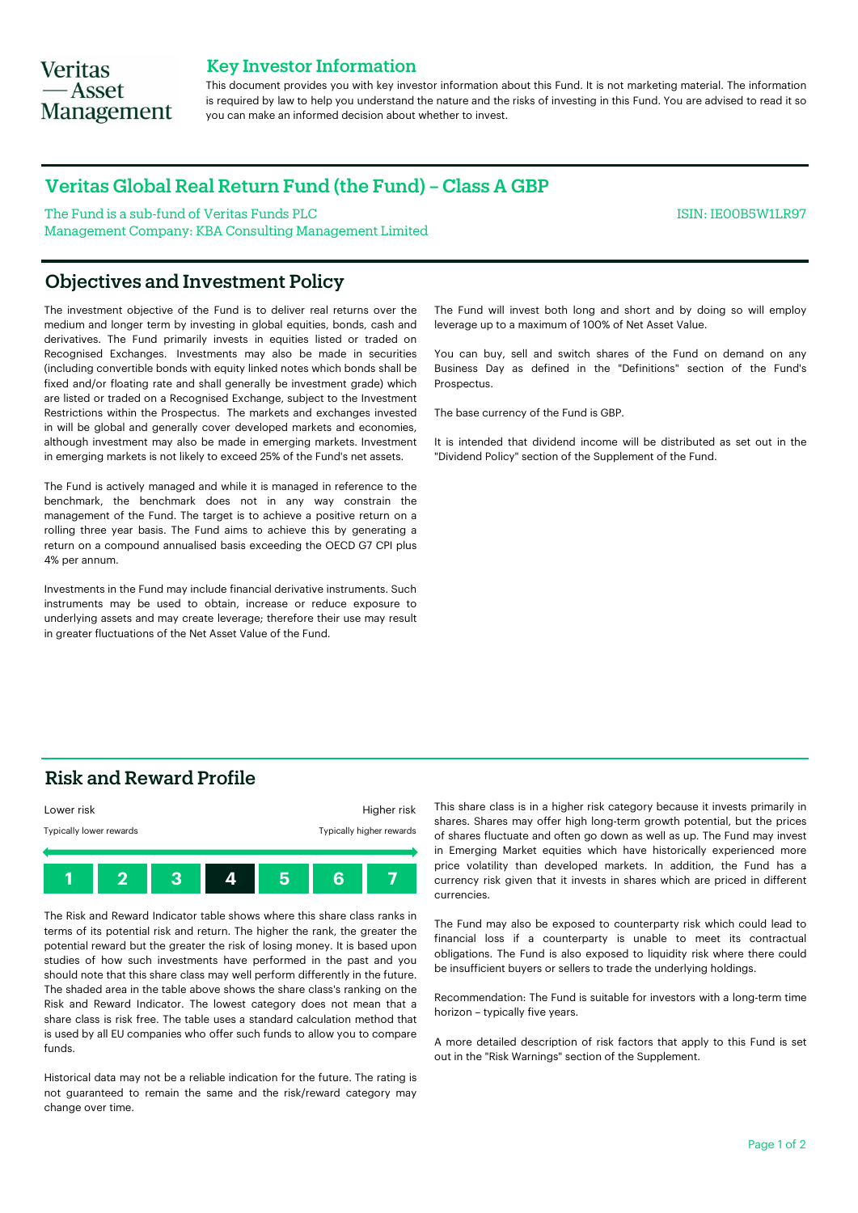Veritas — Asset Management

# Key Investor Information

This document provides you with key investor information about this Fund. It is not marketing material. The information is required by law to help you understand the nature and the risks of investing in this Fund. You are advised to read it so you can make an informed decision about whether to invest.

## Veritas Global Real Return Fund (the Fund) – Class A GBP

The Fund is a sub-fund of Veritas Funds PLC
Management Company: KBA Consulting Management Limited

ISIN: IE00B5W1LR97

## Objectives and Investment Policy

The investment objective of the Fund is to deliver real returns over the medium and longer term by investing in global equities, bonds, cash and derivatives. The Fund primarily invests in equities listed or traded on Recognised Exchanges. Investments may also be made in securities (including convertible bonds with equity linked notes which bonds shall be fixed and/or floating rate and shall generally be investment grade) which are listed or traded on a Recognised Exchange, subject to the Investment Restrictions within the Prospectus. The markets and exchanges invested in will be global and generally cover developed markets and economies, although investment may also be made in emerging markets. Investment in emerging markets is not likely to exceed 25% of the Fund's net assets.

The Fund is actively managed and while it is managed in reference to the benchmark, the benchmark does not in any way constrain the management of the Fund. The target is to achieve a positive return on a rolling three year basis. The Fund aims to achieve this by generating a return on a compound annualised basis exceeding the OECD G7 CPI plus 4% per annum.

Investments in the Fund may include financial derivative instruments. Such instruments may be used to obtain, increase or reduce exposure to underlying assets and may create leverage; therefore their use may result in greater fluctuations of the Net Asset Value of the Fund.

The Fund will invest both long and short and by doing so will employ leverage up to a maximum of 100% of Net Asset Value.

You can buy, sell and switch shares of the Fund on demand on any Business Day as defined in the "Definitions" section of the Fund's Prospectus.

The base currency of the Fund is GBP.

It is intended that dividend income will be distributed as set out in the "Dividend Policy" section of the Supplement of the Fund.

## Risk and Reward Profile

| Lower risk | | | | | | Higher risk |
|---|---|---|---|---|---|---|
| Typically lower rewards | | | | | | Typically higher rewards |
| 1 | 2 | 3 | **4** | 5 | 6 | 7 |

The Risk and Reward Indicator table shows where this share class ranks in terms of its potential risk and return. The higher the rank, the greater the potential reward but the greater the risk of losing money. It is based upon studies of how such investments have performed in the past and you should note that this share class may well perform differently in the future. The shaded area in the table above shows the share class's ranking on the Risk and Reward Indicator. The lowest category does not mean that a share class is risk free. The table uses a standard calculation method that is used by all EU companies who offer such funds to allow you to compare funds.

Historical data may not be a reliable indication for the future. The rating is not guaranteed to remain the same and the risk/reward category may change over time.

This share class is in a higher risk category because it invests primarily in shares. Shares may offer high long-term growth potential, but the prices of shares fluctuate and often go down as well as up. The Fund may invest in Emerging Market equities which have historically experienced more price volatility than developed markets. In addition, the Fund has a currency risk given that it invests in shares which are priced in different currencies.

The Fund may also be exposed to counterparty risk which could lead to financial loss if a counterparty is unable to meet its contractual obligations. The Fund is also exposed to liquidity risk where there could be insufficient buyers or sellers to trade the underlying holdings.

Recommendation: The Fund is suitable for investors with a long-term time horizon – typically five years.

A more detailed description of risk factors that apply to this Fund is set out in the "Risk Warnings" section of the Supplement.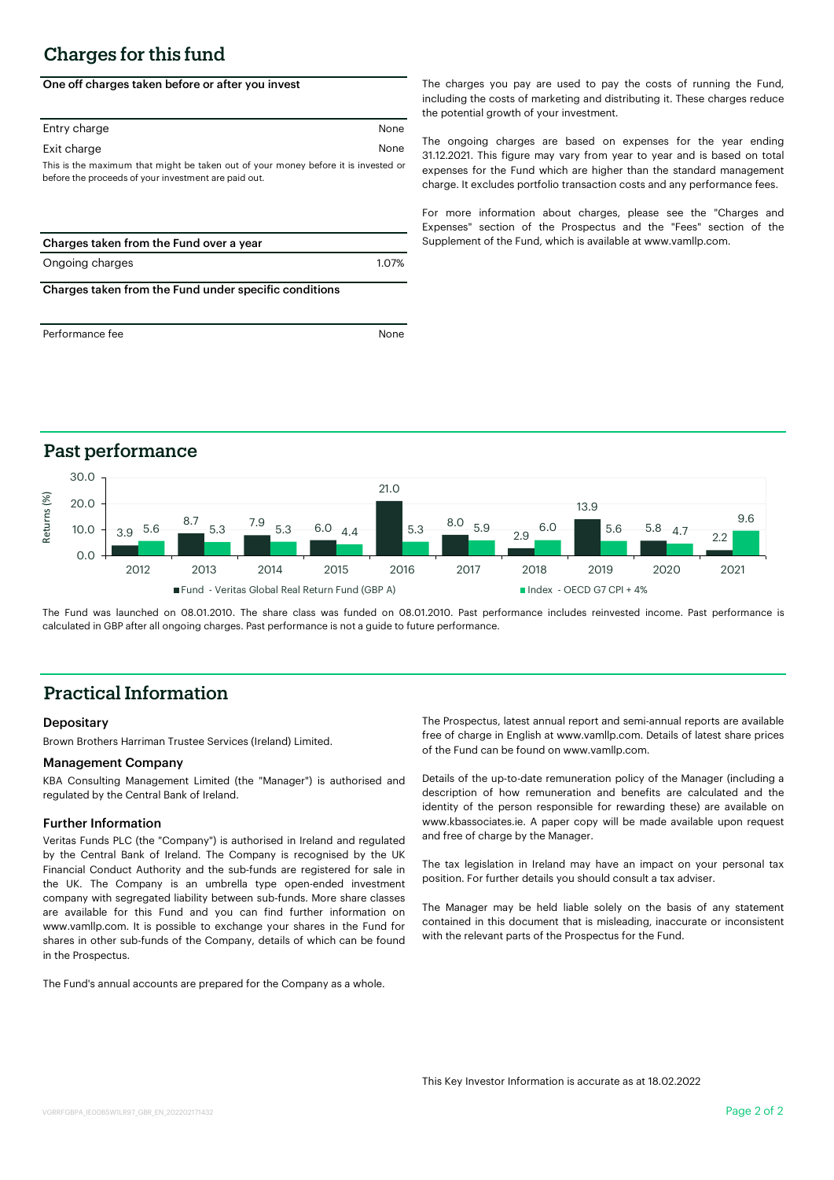## Charges for this fund

| One off charges taken before or after you invest | |
|---|---|
| Entry charge | None |
| Exit charge | None |

This is the maximum that might be taken out of your money before it is invested or before the proceeds of your investment are paid out.

| Charges taken from the Fund over a year | |
|---|---|
| Ongoing charges | 1.07% |

| Charges taken from the Fund under specific conditions | |
|---|---|
| Performance fee | None |

The charges you pay are used to pay the costs of running the Fund, including the costs of marketing and distributing it. These charges reduce the potential growth of your investment.

The ongoing charges are based on expenses for the year ending 31.12.2021. This figure may vary from year to year and is based on total expenses for the Fund which are higher than the standard management charge. It excludes portfolio transaction costs and any performance fees.

For more information about charges, please see the "Charges and Expenses" section of the Prospectus and the "Fees" section of the Supplement of the Fund, which is available at www.vamllp.com.

## Past performance

Returns (%)

30.0
20.0
10.0
0.0

2012: 3.9, 5.6
2013: 8.7, 5.3
2014: 7.9, 5.3
2015: 6.0, 4.4
2016: 21.0, 5.3
2017: 8.0, 5.9
2018: 2.9, 6.0
2019: 13.9, 5.6
2020: 5.8, 4.7
2021: 2.2, 9.6

Fund - Veritas Global Real Return Fund (GBP A)

Index - OECD G7 CPI + 4%

The Fund was launched on 08.01.2010. The share class was funded on 08.01.2010. Past performance includes reinvested income. Past performance is calculated in GBP after all ongoing charges. Past performance is not a guide to future performance.

## Practical Information

### Depositary

Brown Brothers Harriman Trustee Services (Ireland) Limited.

### Management Company

KBA Consulting Management Limited (the "Manager") is authorised and regulated by the Central Bank of Ireland.

### Further Information

Veritas Funds PLC (the "Company") is authorised in Ireland and regulated by the Central Bank of Ireland. The Company is recognised by the UK Financial Conduct Authority and the sub-funds are registered for sale in the UK. The Company is an umbrella type open-ended investment company with segregated liability between sub-funds. More share classes are available for this Fund and you can find further information on www.vamllp.com. It is possible to exchange your shares in the Fund for shares in other sub-funds of the Company, details of which can be found in the Prospectus.

The Fund's annual accounts are prepared for the Company as a whole.

The Prospectus, latest annual report and semi-annual reports are available free of charge in English at www.vamllp.com. Details of latest share prices of the Fund can be found on www.vamllp.com.

Details of the up-to-date remuneration policy of the Manager (including a description of how remuneration and benefits are calculated and the identity of the person responsible for rewarding these) are available on www.kbassociates.ie. A paper copy will be made available upon request and free of charge by the Manager.

The tax legislation in Ireland may have an impact on your personal tax position. For further details you should consult a tax adviser.

The Manager may be held liable solely on the basis of any statement contained in this document that is misleading, inaccurate or inconsistent with the relevant parts of the Prospectus for the Fund.

This Key Investor Information is accurate as at 18.02.2022